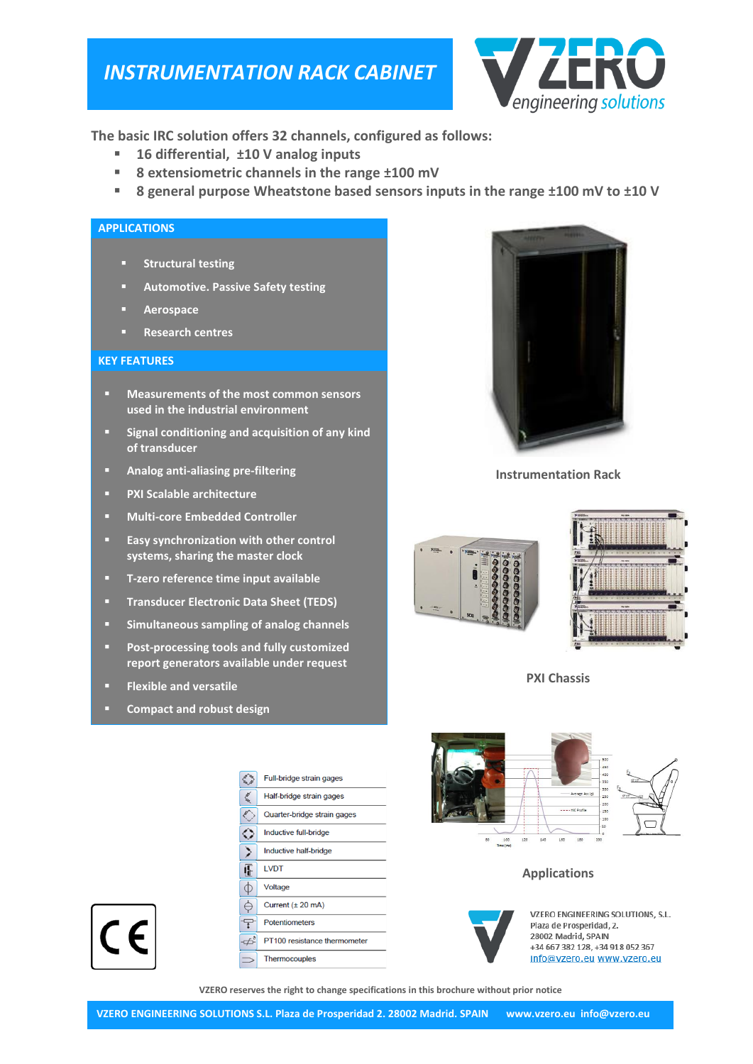# INSTRUMENTATION RACK CABINET

VZERO engineering solutions

The basic IRC solution offers 32 channels, configured as follows:

- 16 differential, ±10 V analog inputs
- 8 extensiometric channels in the range ±100 mV
- 8 general purpose Wheatstone based sensors inputs in the range ±100 mV to ±10 V

## APPLICATIONS

- Structural testing
- Automotive. Passive Safety testing
- Aerospace
- Research centres

## KEY FEATURES

- Measurements of the most common sensors used in the industrial environment
- Signal conditioning and acquisition of any kind of transducer
- Analog anti-aliasing pre-filtering
- PXI Scalable architecture
- Multi-core Embedded Controller
- Easy synchronization with other control systems, sharing the master clock
- T-zero reference time input available
- Transducer Electronic Data Sheet (TEDS)
- Simultaneous sampling of analog channels
- Post-processing tools and fully customized report generators available under request
- Flexible and versatile
- Compact and robust design

Instrumentation Rack

PXI Chassis

| Sensor types |
|---|
| Full-bridge strain gages |
| Half-bridge strain gages |
| Quarter-bridge strain gages |
| Inductive full-bridge |
| Inductive half-bridge |
| LVDT |
| Voltage |
| Current (± 20 mA) |
| Potentiometers |
| PT100 resistance thermometer |
| Thermocouples |

Applications

VZERO ENGINEERING SOLUTIONS, S.L.
Plaza de Prosperidad, 2.
28002 Madrid, SPAIN
+34 667 382 128, +34 918 052 367
info@vzero.eu www.vzero.eu

VZERO reserves the right to change specifications in this brochure without prior notice

VZERO ENGINEERING SOLUTIONS S.L. Plaza de Prosperidad 2. 28002 Madrid. SPAIN www.vzero.eu info@vzero.eu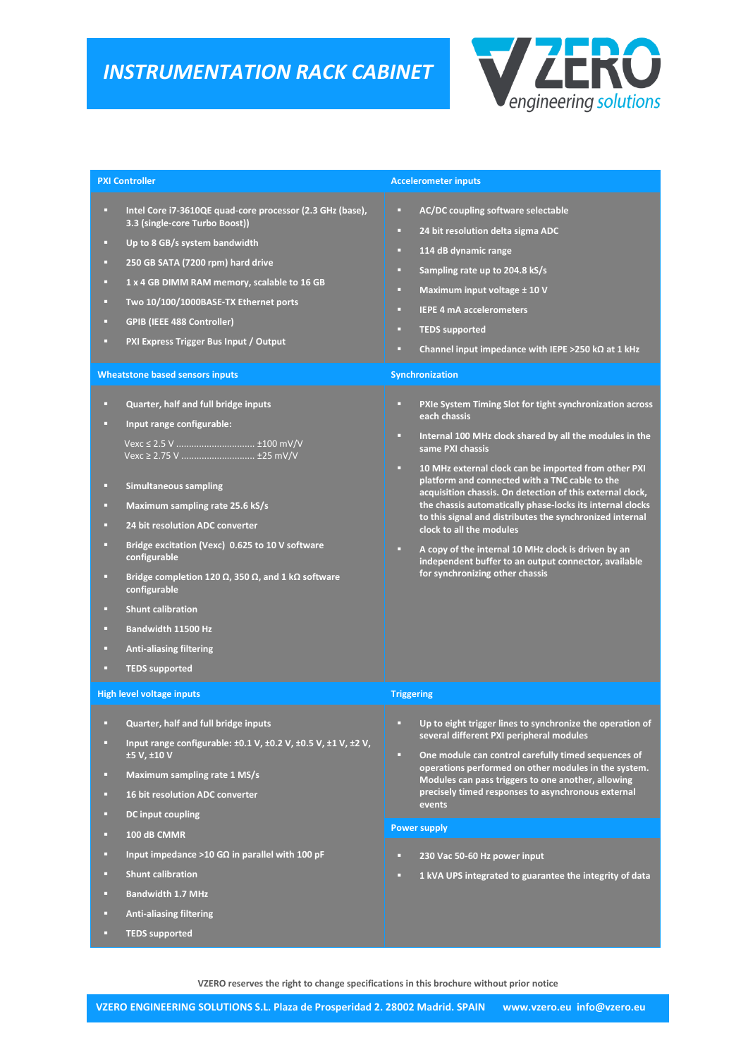# INSTRUMENTATION RACK CABINET

VZERO engineering solutions

## PXI Controller

- Intel Core i7-3610QE quad-core processor (2.3 GHz (base), 3.3 (single-core Turbo Boost))
- Up to 8 GB/s system bandwidth
- 250 GB SATA (7200 rpm) hard drive
- 1 x 4 GB DIMM RAM memory, scalable to 16 GB
- Two 10/100/1000BASE-TX Ethernet ports
- GPIB (IEEE 488 Controller)
- PXI Express Trigger Bus Input / Output

## Accelerometer inputs

- AC/DC coupling software selectable
- 24 bit resolution delta sigma ADC
- 114 dB dynamic range
- Sampling rate up to 204.8 kS/s
- Maximum input voltage ± 10 V
- IEPE 4 mA accelerometers
- TEDS supported
- Channel input impedance with IEPE >250 kΩ at 1 kHz

## Wheatstone based sensors inputs

- Quarter, half and full bridge inputs
- Input range configurable:

  Vexc ≤ 2.5 V .............................. ±100 mV/V
  Vexc ≥ 2.75 V ............................ ±25 mV/V

- Simultaneous sampling
- Maximum sampling rate 25.6 kS/s
- 24 bit resolution ADC converter
- Bridge excitation (Vexc) 0.625 to 10 V software configurable
- Bridge completion 120 Ω, 350 Ω, and 1 kΩ software configurable
- Shunt calibration
- Bandwidth 11500 Hz
- Anti-aliasing filtering
- TEDS supported

## Synchronization

- PXIe System Timing Slot for tight synchronization across each chassis
- Internal 100 MHz clock shared by all the modules in the same PXI chassis
- 10 MHz external clock can be imported from other PXI platform and connected with a TNC cable to the acquisition chassis. On detection of this external clock, the chassis automatically phase-locks its internal clocks to this signal and distributes the synchronized internal clock to all the modules
- A copy of the internal 10 MHz clock is driven by an independent buffer to an output connector, available for synchronizing other chassis

## High level voltage inputs

- Quarter, half and full bridge inputs
- Input range configurable: ±0.1 V, ±0.2 V, ±0.5 V, ±1 V, ±2 V, ±5 V, ±10 V
- Maximum sampling rate 1 MS/s
- 16 bit resolution ADC converter
- DC input coupling
- 100 dB CMMR
- Input impedance >10 GΩ in parallel with 100 pF
- Shunt calibration
- Bandwidth 1.7 MHz
- Anti-aliasing filtering
- TEDS supported

## Triggering

- Up to eight trigger lines to synchronize the operation of several different PXI peripheral modules
- One module can control carefully timed sequences of operations performed on other modules in the system. Modules can pass triggers to one another, allowing precisely timed responses to asynchronous external events

## Power supply

- 230 Vac 50-60 Hz power input
- 1 kVA UPS integrated to guarantee the integrity of data

VZERO reserves the right to change specifications in this brochure without prior notice

VZERO ENGINEERING SOLUTIONS S.L. Plaza de Prosperidad 2. 28002 Madrid. SPAIN www.vzero.eu info@vzero.eu